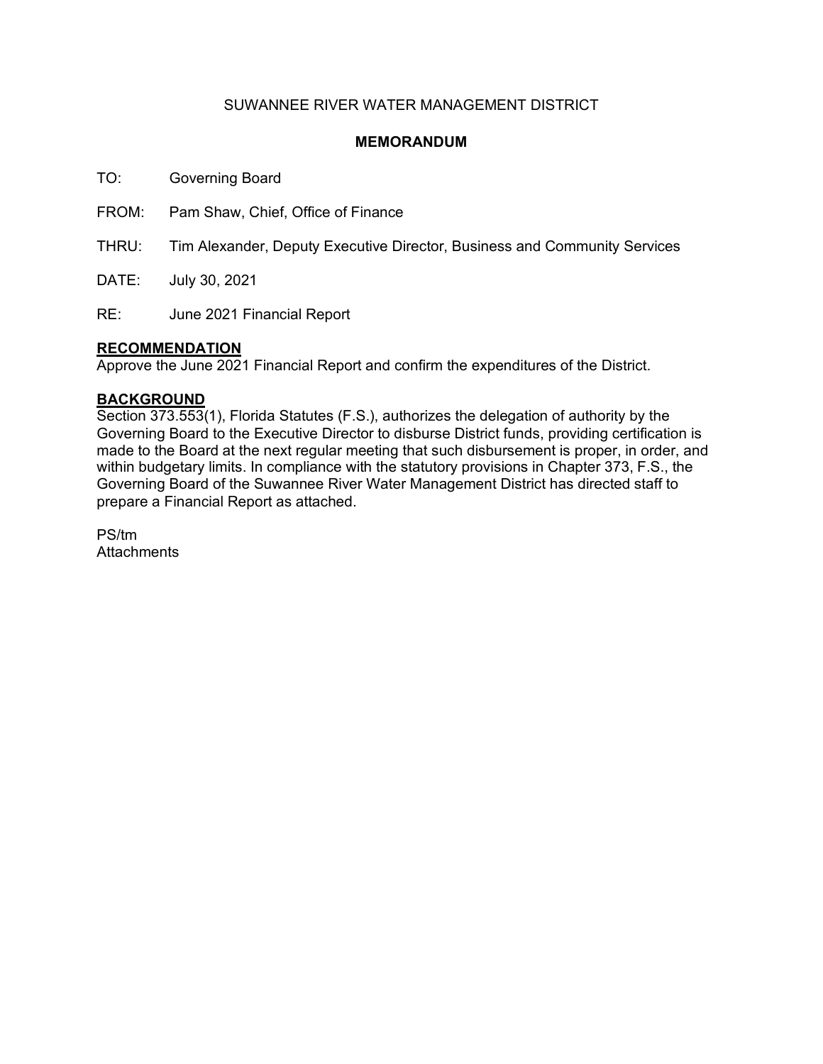SUWANNEE RIVER WATER MANAGEMENT DISTRICT

**MEMORANDUM**

TO: Governing Board

FROM: Pam Shaw, Chief, Office of Finance

THRU: Tim Alexander, Deputy Executive Director, Business and Community Services

DATE: July 30, 2021

RE: June 2021 Financial Report

## RECOMMENDATION

Approve the June 2021 Financial Report and confirm the expenditures of the District.

## BACKGROUND

Section 373.553(1), Florida Statutes (F.S.), authorizes the delegation of authority by the Governing Board to the Executive Director to disburse District funds, providing certification is made to the Board at the next regular meeting that such disbursement is proper, in order, and within budgetary limits. In compliance with the statutory provisions in Chapter 373, F.S., the Governing Board of the Suwannee River Water Management District has directed staff to prepare a Financial Report as attached.

PS/tm
Attachments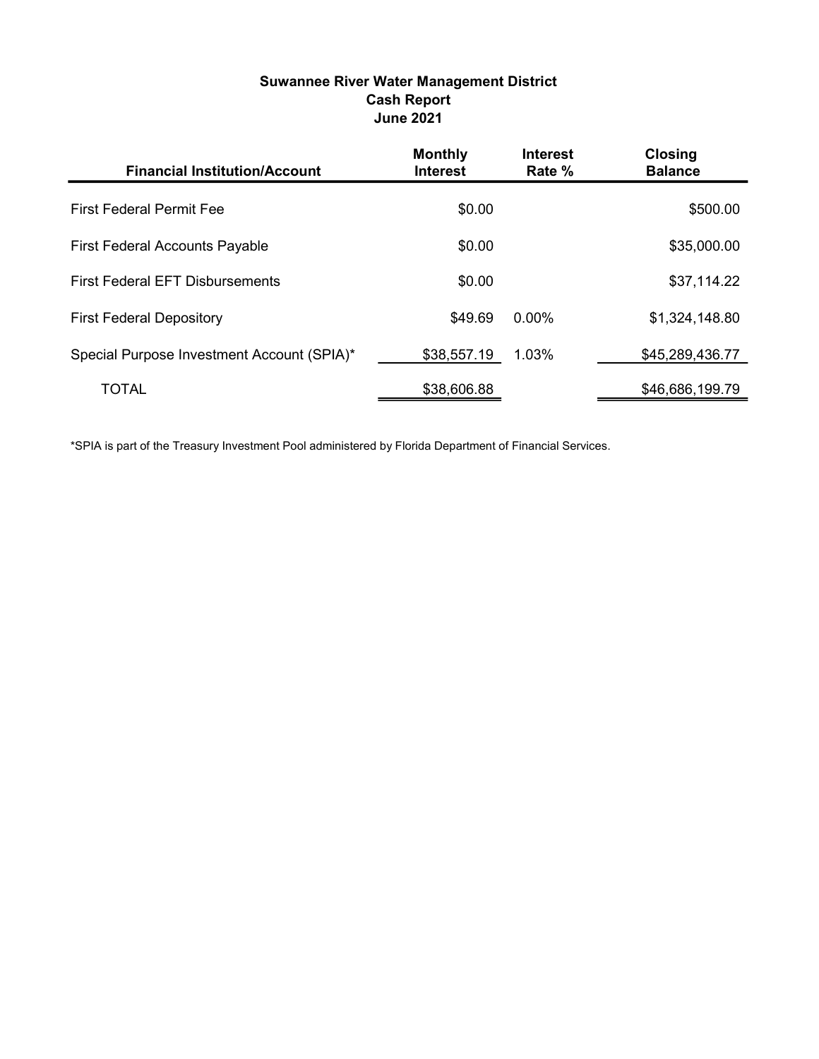**Suwannee River Water Management District**
**Cash Report**
**June 2021**

| Financial Institution/Account | Monthly Interest | Interest Rate % | Closing Balance |
|---|---|---|---|
| First Federal Permit Fee | $0.00 | | $500.00 |
| First Federal Accounts Payable | $0.00 | | $35,000.00 |
| First Federal EFT Disbursements | $0.00 | | $37,114.22 |
| First Federal Depository | $49.69 | 0.00% | $1,324,148.80 |
| Special Purpose Investment Account (SPIA)* | $38,557.19 | 1.03% | $45,289,436.77 |
| TOTAL | $38,606.88 | | $46,686,199.79 |

*SPIA is part of the Treasury Investment Pool administered by Florida Department of Financial Services.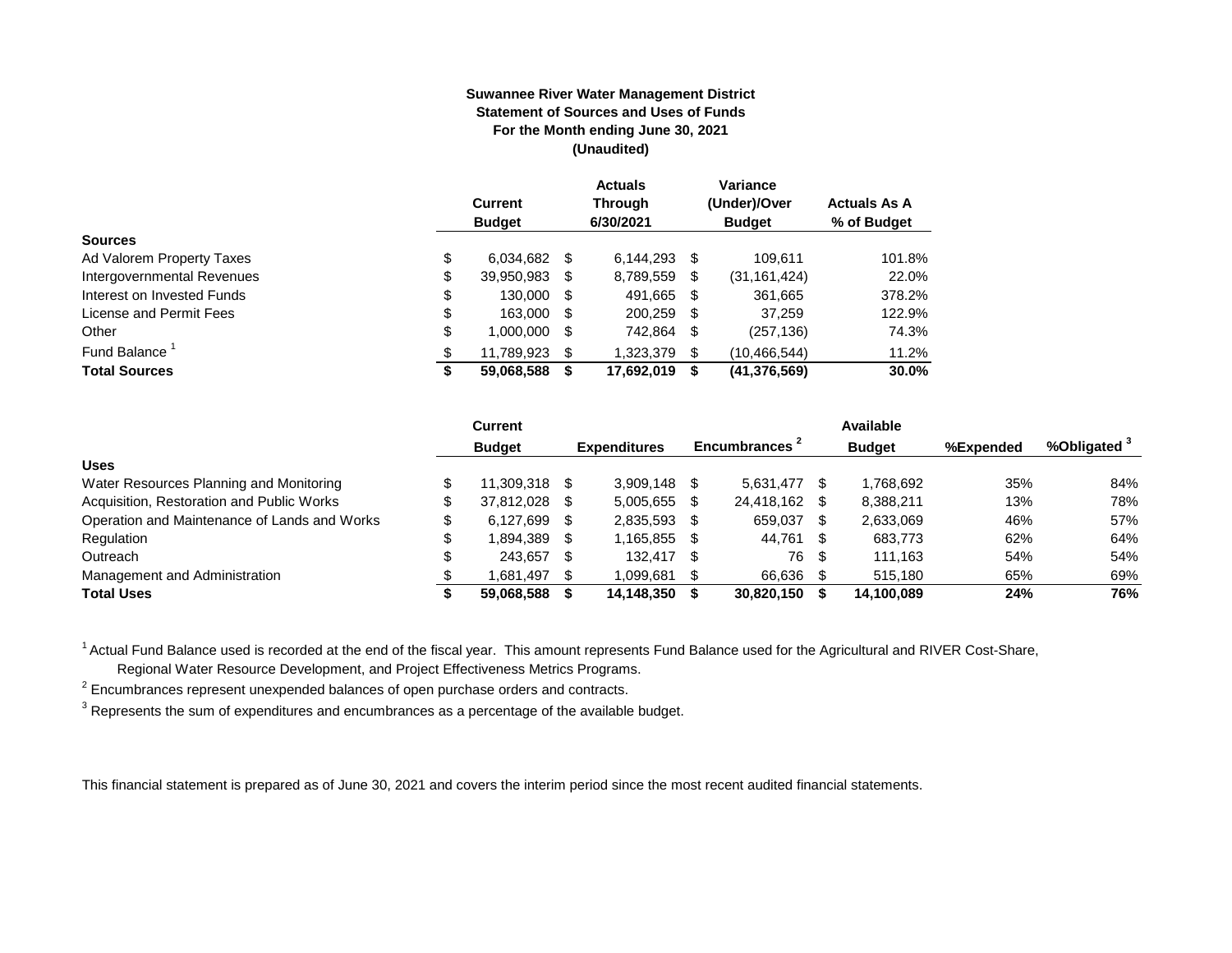**Suwannee River Water Management District**
**Statement of Sources and Uses of Funds**
**For the Month ending June 30, 2021**
**(Unaudited)**

| | Current Budget | Actuals Through 6/30/2021 | Variance (Under)/Over Budget | Actuals As A % of Budget |
|---|---|---|---|---|
| **Sources** | | | | |
| Ad Valorem Property Taxes | $ 6,034,682 | $ 6,144,293 | $ 109,611 | 101.8% |
| Intergovernmental Revenues | $ 39,950,983 | $ 8,789,559 | $ (31,161,424) | 22.0% |
| Interest on Invested Funds | $ 130,000 | $ 491,665 | $ 361,665 | 378.2% |
| License and Permit Fees | $ 163,000 | $ 200,259 | $ 37,259 | 122.9% |
| Other | $ 1,000,000 | $ 742,864 | $ (257,136) | 74.3% |
| Fund Balance [1] | $ 11,789,923 | $ 1,323,379 | $ (10,466,544) | 11.2% |
| **Total Sources** | **$ 59,068,588** | **$ 17,692,019** | **$ (41,376,569)** | **30.0%** |

| | Current Budget | Expenditures | Encumbrances [2] | Available Budget | %Expended | %Obligated [3] |
|---|---|---|---|---|---|---|
| **Uses** | | | | | | |
| Water Resources Planning and Monitoring | $ 11,309,318 | $ 3,909,148 | $ 5,631,477 | $ 1,768,692 | 35% | 84% |
| Acquisition, Restoration and Public Works | $ 37,812,028 | $ 5,005,655 | $ 24,418,162 | $ 8,388,211 | 13% | 78% |
| Operation and Maintenance of Lands and Works | $ 6,127,699 | $ 2,835,593 | $ 659,037 | $ 2,633,069 | 46% | 57% |
| Regulation | $ 1,894,389 | $ 1,165,855 | $ 44,761 | $ 683,773 | 62% | 64% |
| Outreach | $ 243,657 | $ 132,417 | $ 76 | $ 111,163 | 54% | 54% |
| Management and Administration | $ 1,681,497 | $ 1,099,681 | $ 66,636 | $ 515,180 | 65% | 69% |
| **Total Uses** | **$ 59,068,588** | **$ 14,148,350** | **$ 30,820,150** | **$ 14,100,089** | **24%** | **76%** |

[1] Actual Fund Balance used is recorded at the end of the fiscal year. This amount represents Fund Balance used for the Agricultural and RIVER Cost-Share, Regional Water Resource Development, and Project Effectiveness Metrics Programs.

[2] Encumbrances represent unexpended balances of open purchase orders and contracts.

[3] Represents the sum of expenditures and encumbrances as a percentage of the available budget.

This financial statement is prepared as of June 30, 2021 and covers the interim period since the most recent audited financial statements.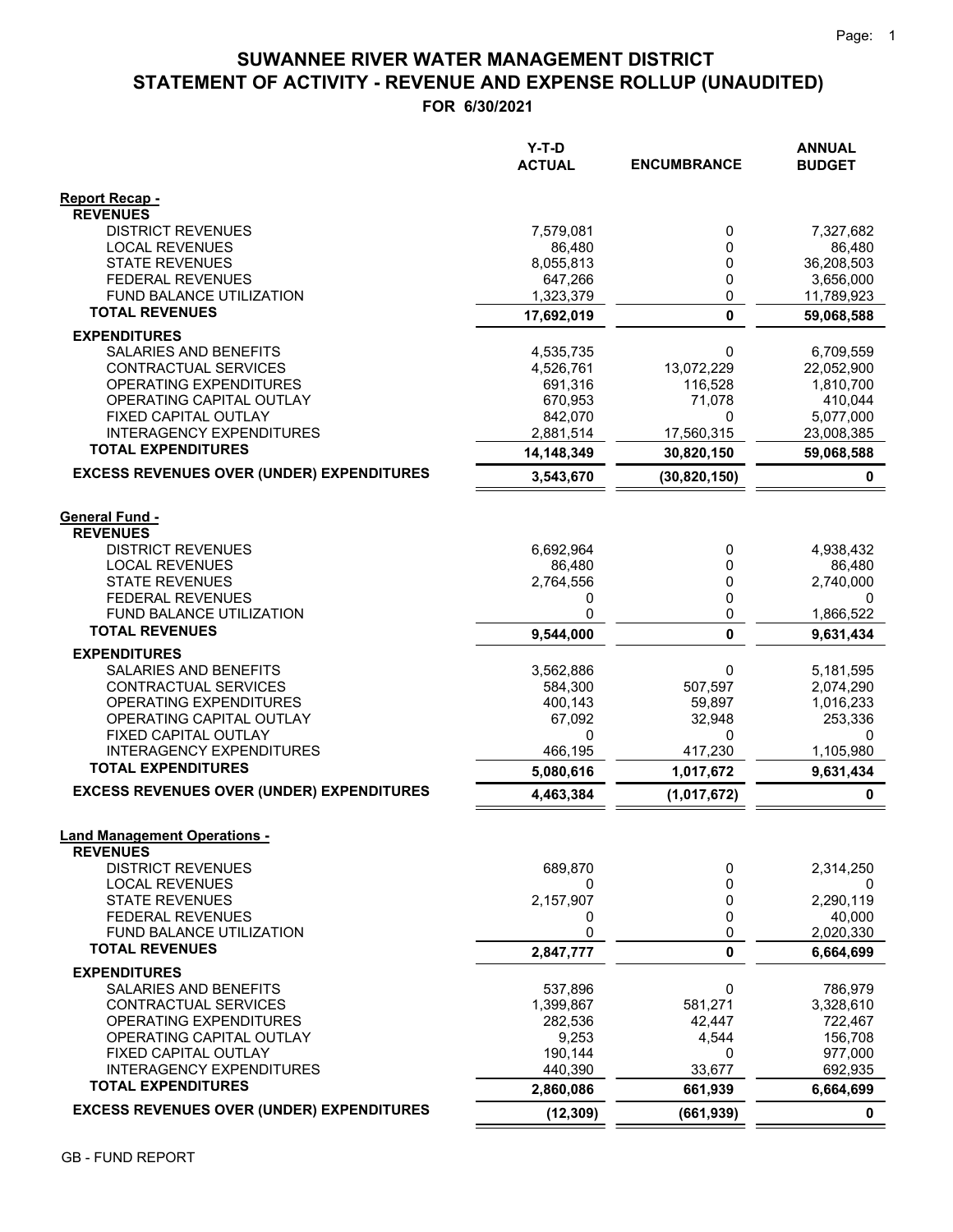# SUWANNEE RIVER WATER MANAGEMENT DISTRICT
## STATEMENT OF ACTIVITY - REVENUE AND EXPENSE ROLLUP (UNAUDITED)
### FOR 6/30/2021

| | Y-T-D ACTUAL | ENCUMBRANCE | ANNUAL BUDGET |
|---|---|---|---|
| **Report Recap -** | | | |
| **REVENUES** | | | |
| DISTRICT REVENUES | 7,579,081 | 0 | 7,327,682 |
| LOCAL REVENUES | 86,480 | 0 | 86,480 |
| STATE REVENUES | 8,055,813 | 0 | 36,208,503 |
| FEDERAL REVENUES | 647,266 | 0 | 3,656,000 |
| FUND BALANCE UTILIZATION | 1,323,379 | 0 | 11,789,923 |
| **TOTAL REVENUES** | **17,692,019** | **0** | **59,068,588** |
| **EXPENDITURES** | | | |
| SALARIES AND BENEFITS | 4,535,735 | 0 | 6,709,559 |
| CONTRACTUAL SERVICES | 4,526,761 | 13,072,229 | 22,052,900 |
| OPERATING EXPENDITURES | 691,316 | 116,528 | 1,810,700 |
| OPERATING CAPITAL OUTLAY | 670,953 | 71,078 | 410,044 |
| FIXED CAPITAL OUTLAY | 842,070 | 0 | 5,077,000 |
| INTERAGENCY EXPENDITURES | 2,881,514 | 17,560,315 | 23,008,385 |
| **TOTAL EXPENDITURES** | **14,148,349** | **30,820,150** | **59,068,588** |
| **EXCESS REVENUES OVER (UNDER) EXPENDITURES** | **3,543,670** | **(30,820,150)** | **0** |
| **General Fund -** | | | |
| **REVENUES** | | | |
| DISTRICT REVENUES | 6,692,964 | 0 | 4,938,432 |
| LOCAL REVENUES | 86,480 | 0 | 86,480 |
| STATE REVENUES | 2,764,556 | 0 | 2,740,000 |
| FEDERAL REVENUES | 0 | 0 | 0 |
| FUND BALANCE UTILIZATION | 0 | 0 | 1,866,522 |
| **TOTAL REVENUES** | **9,544,000** | **0** | **9,631,434** |
| **EXPENDITURES** | | | |
| SALARIES AND BENEFITS | 3,562,886 | 0 | 5,181,595 |
| CONTRACTUAL SERVICES | 584,300 | 507,597 | 2,074,290 |
| OPERATING EXPENDITURES | 400,143 | 59,897 | 1,016,233 |
| OPERATING CAPITAL OUTLAY | 67,092 | 32,948 | 253,336 |
| FIXED CAPITAL OUTLAY | 0 | 0 | 0 |
| INTERAGENCY EXPENDITURES | 466,195 | 417,230 | 1,105,980 |
| **TOTAL EXPENDITURES** | **5,080,616** | **1,017,672** | **9,631,434** |
| **EXCESS REVENUES OVER (UNDER) EXPENDITURES** | **4,463,384** | **(1,017,672)** | **0** |
| **Land Management Operations -** | | | |
| **REVENUES** | | | |
| DISTRICT REVENUES | 689,870 | 0 | 2,314,250 |
| LOCAL REVENUES | 0 | 0 | 0 |
| STATE REVENUES | 2,157,907 | 0 | 2,290,119 |
| FEDERAL REVENUES | 0 | 0 | 40,000 |
| FUND BALANCE UTILIZATION | 0 | 0 | 2,020,330 |
| **TOTAL REVENUES** | **2,847,777** | **0** | **6,664,699** |
| **EXPENDITURES** | | | |
| SALARIES AND BENEFITS | 537,896 | 0 | 786,979 |
| CONTRACTUAL SERVICES | 1,399,867 | 581,271 | 3,328,610 |
| OPERATING EXPENDITURES | 282,536 | 42,447 | 722,467 |
| OPERATING CAPITAL OUTLAY | 9,253 | 4,544 | 156,708 |
| FIXED CAPITAL OUTLAY | 190,144 | 0 | 977,000 |
| INTERAGENCY EXPENDITURES | 440,390 | 33,677 | 692,935 |
| **TOTAL EXPENDITURES** | **2,860,086** | **661,939** | **6,664,699** |
| **EXCESS REVENUES OVER (UNDER) EXPENDITURES** | **(12,309)** | **(661,939)** | **0** |

GB - FUND REPORT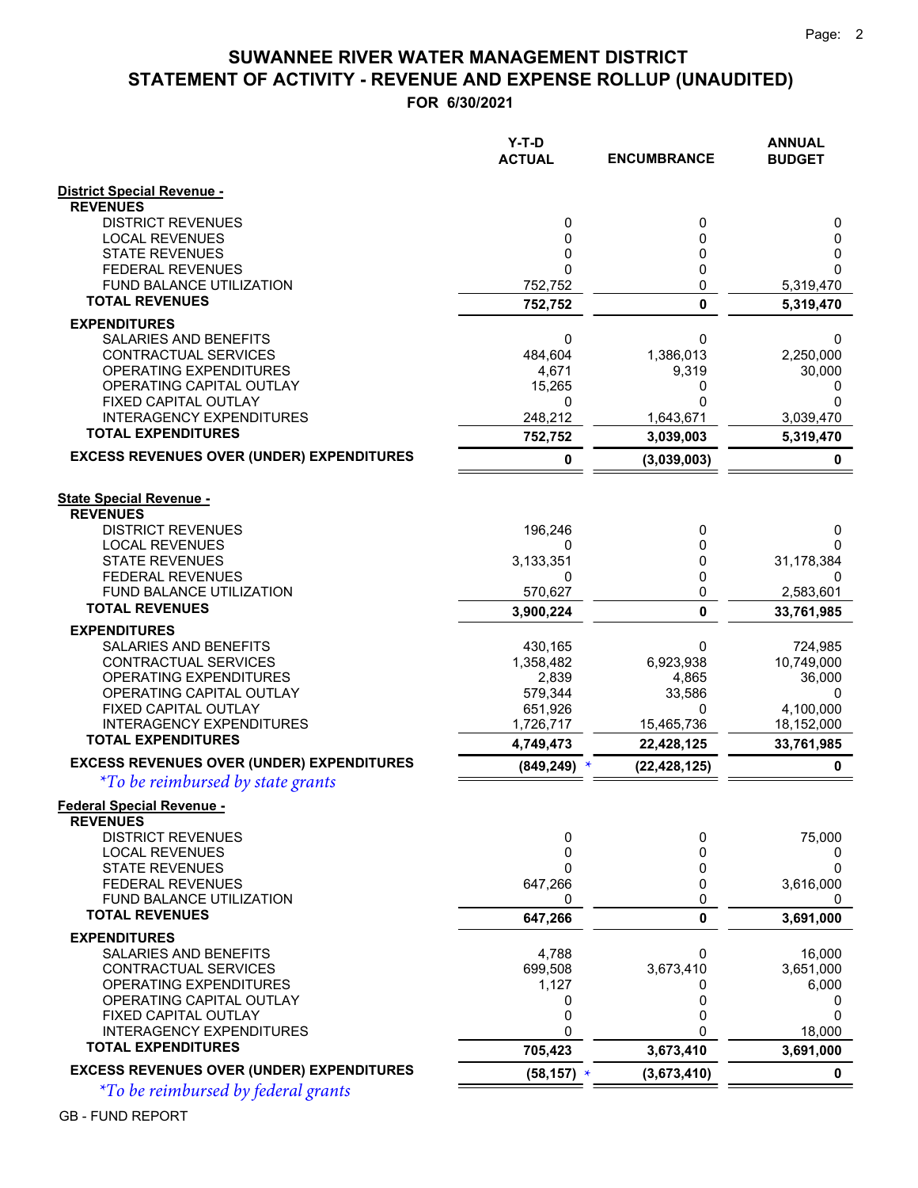# SUWANNEE RIVER WATER MANAGEMENT DISTRICT
## STATEMENT OF ACTIVITY - REVENUE AND EXPENSE ROLLUP (UNAUDITED)
### FOR 6/30/2021

| | Y-T-D ACTUAL | ENCUMBRANCE | ANNUAL BUDGET |
|---|---|---|---|
| **District Special Revenue -** | | | |
| **REVENUES** | | | |
| DISTRICT REVENUES | 0 | 0 | 0 |
| LOCAL REVENUES | 0 | 0 | 0 |
| STATE REVENUES | 0 | 0 | 0 |
| FEDERAL REVENUES | 0 | 0 | 0 |
| FUND BALANCE UTILIZATION | 752,752 | 0 | 5,319,470 |
| **TOTAL REVENUES** | **752,752** | **0** | **5,319,470** |
| **EXPENDITURES** | | | |
| SALARIES AND BENEFITS | 0 | 0 | 0 |
| CONTRACTUAL SERVICES | 484,604 | 1,386,013 | 2,250,000 |
| OPERATING EXPENDITURES | 4,671 | 9,319 | 30,000 |
| OPERATING CAPITAL OUTLAY | 15,265 | 0 | 0 |
| FIXED CAPITAL OUTLAY | 0 | 0 | 0 |
| INTERAGENCY EXPENDITURES | 248,212 | 1,643,671 | 3,039,470 |
| **TOTAL EXPENDITURES** | **752,752** | **3,039,003** | **5,319,470** |
| **EXCESS REVENUES OVER (UNDER) EXPENDITURES** | **0** | **(3,039,003)** | **0** |
| **State Special Revenue -** | | | |
| **REVENUES** | | | |
| DISTRICT REVENUES | 196,246 | 0 | 0 |
| LOCAL REVENUES | 0 | 0 | 0 |
| STATE REVENUES | 3,133,351 | 0 | 31,178,384 |
| FEDERAL REVENUES | 0 | 0 | 0 |
| FUND BALANCE UTILIZATION | 570,627 | 0 | 2,583,601 |
| **TOTAL REVENUES** | **3,900,224** | **0** | **33,761,985** |
| **EXPENDITURES** | | | |
| SALARIES AND BENEFITS | 430,165 | 0 | 724,985 |
| CONTRACTUAL SERVICES | 1,358,482 | 6,923,938 | 10,749,000 |
| OPERATING EXPENDITURES | 2,839 | 4,865 | 36,000 |
| OPERATING CAPITAL OUTLAY | 579,344 | 33,586 | 0 |
| FIXED CAPITAL OUTLAY | 651,926 | 0 | 4,100,000 |
| INTERAGENCY EXPENDITURES | 1,726,717 | 15,465,736 | 18,152,000 |
| **TOTAL EXPENDITURES** | **4,749,473** | **22,428,125** | **33,761,985** |
| **EXCESS REVENUES OVER (UNDER) EXPENDITURES** | **(849,249)** * | **(22,428,125)** | **0** |
| *\*To be reimbursed by state grants* | | | |
| **Federal Special Revenue -** | | | |
| **REVENUES** | | | |
| DISTRICT REVENUES | 0 | 0 | 75,000 |
| LOCAL REVENUES | 0 | 0 | 0 |
| STATE REVENUES | 0 | 0 | 0 |
| FEDERAL REVENUES | 647,266 | 0 | 3,616,000 |
| FUND BALANCE UTILIZATION | 0 | 0 | 0 |
| **TOTAL REVENUES** | **647,266** | **0** | **3,691,000** |
| **EXPENDITURES** | | | |
| SALARIES AND BENEFITS | 4,788 | 0 | 16,000 |
| CONTRACTUAL SERVICES | 699,508 | 3,673,410 | 3,651,000 |
| OPERATING EXPENDITURES | 1,127 | 0 | 6,000 |
| OPERATING CAPITAL OUTLAY | 0 | 0 | 0 |
| FIXED CAPITAL OUTLAY | 0 | 0 | 0 |
| INTERAGENCY EXPENDITURES | 0 | 0 | 18,000 |
| **TOTAL EXPENDITURES** | **705,423** | **3,673,410** | **3,691,000** |
| **EXCESS REVENUES OVER (UNDER) EXPENDITURES** | **(58,157)** * | **(3,673,410)** | **0** |
| *\*To be reimbursed by federal grants* | | | |

GB - FUND REPORT